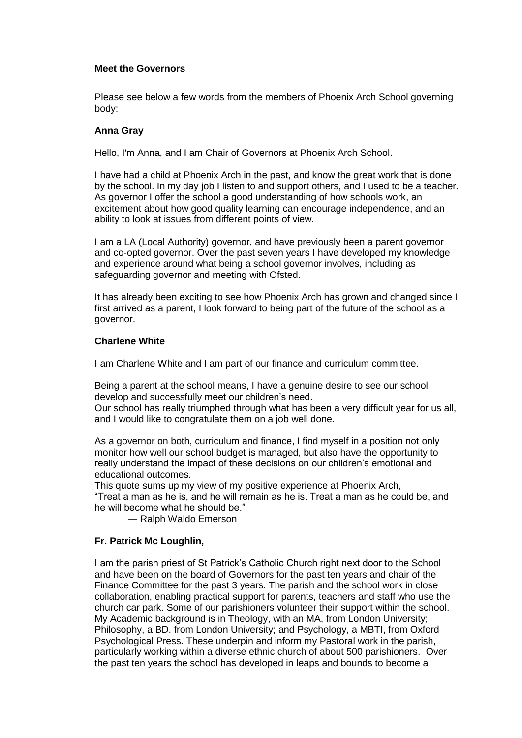**Meet the Governors**

Please see below a few words from the members of Phoenix Arch School governing body:

**Anna Gray**

Hello, I'm Anna, and I am Chair of Governors at Phoenix Arch School.

I have had a child at Phoenix Arch in the past, and know the great work that is done by the school. In my day job I listen to and support others, and I used to be a teacher. As governor I offer the school a good understanding of how schools work, an excitement about how good quality learning can encourage independence, and an ability to look at issues from different points of view.

I am a LA (Local Authority) governor, and have previously been a parent governor and co-opted governor. Over the past seven years I have developed my knowledge and experience around what being a school governor involves, including as safeguarding governor and meeting with Ofsted.

It has already been exciting to see how Phoenix Arch has grown and changed since I first arrived as a parent, I look forward to being part of the future of the school as a governor.

**Charlene White**

I am Charlene White and I am part of our finance and curriculum committee.

Being a parent at the school means, I have a genuine desire to see our school develop and successfully meet our children's need.
Our school has really triumphed through what has been a very difficult year for us all, and I would like to congratulate them on a job well done.

As a governor on both, curriculum and finance, I find myself in a position not only monitor how well our school budget is managed, but also have the opportunity to really understand the impact of these decisions on our children's emotional and educational outcomes.
This quote sums up my view of my positive experience at Phoenix Arch,
"Treat a man as he is, and he will remain as he is. Treat a man as he could be, and he will become what he should be."
— Ralph Waldo Emerson

**Fr. Patrick Mc Loughlin,**

I am the parish priest of St Patrick's Catholic Church right next door to the School and have been on the board of Governors for the past ten years and chair of the Finance Committee for the past 3 years. The parish and the school work in close collaboration, enabling practical support for parents, teachers and staff who use the church car park. Some of our parishioners volunteer their support within the school. My Academic background is in Theology, with an MA, from London University; Philosophy, a BD. from London University; and Psychology, a MBTI, from Oxford Psychological Press. These underpin and inform my Pastoral work in the parish, particularly working within a diverse ethnic church of about 500 parishioners. Over the past ten years the school has developed in leaps and bounds to become a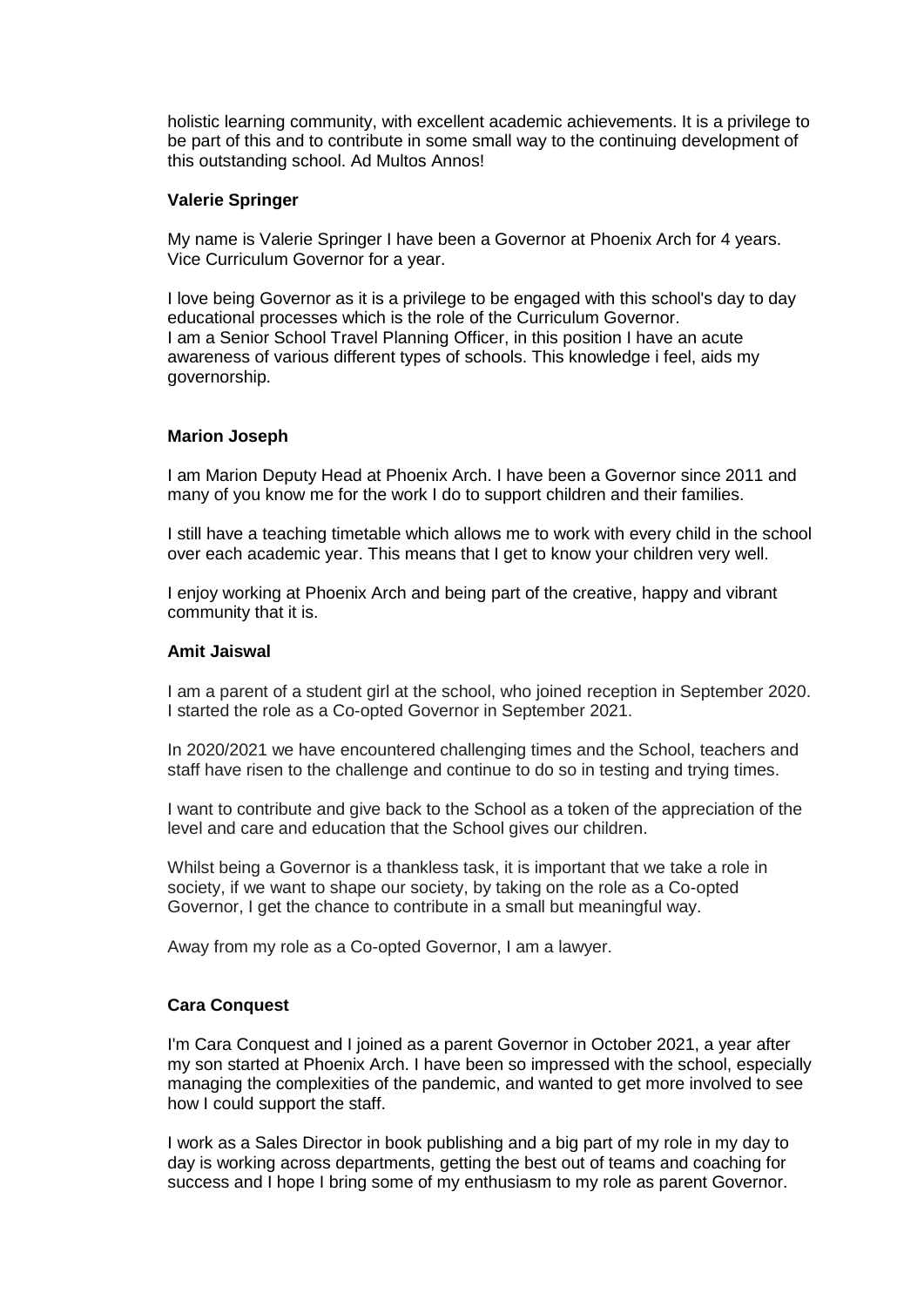holistic learning community, with excellent academic achievements. It is a privilege to be part of this and to contribute in some small way to the continuing development of this outstanding school. Ad Multos Annos!

**Valerie Springer**

My name is Valerie Springer I have been a Governor at Phoenix Arch for 4 years. Vice Curriculum Governor for a year.

I love being Governor as it is a privilege to be engaged with this school's day to day educational processes which is the role of the Curriculum Governor.
I am a Senior School Travel Planning Officer, in this position I have an acute awareness of various different types of schools. This knowledge i feel, aids my governorship.

**Marion Joseph**

I am Marion Deputy Head at Phoenix Arch. I have been a Governor since 2011 and many of you know me for the work I do to support children and their families.

I still have a teaching timetable which allows me to work with every child in the school over each academic year. This means that I get to know your children very well.

I enjoy working at Phoenix Arch and being part of the creative, happy and vibrant community that it is.

**Amit Jaiswal**

I am a parent of a student girl at the school, who joined reception in September 2020. I started the role as a Co-opted Governor in September 2021.

In 2020/2021 we have encountered challenging times and the School, teachers and staff have risen to the challenge and continue to do so in testing and trying times.

I want to contribute and give back to the School as a token of the appreciation of the level and care and education that the School gives our children.

Whilst being a Governor is a thankless task, it is important that we take a role in society, if we want to shape our society, by taking on the role as a Co-opted Governor, I get the chance to contribute in a small but meaningful way.

Away from my role as a Co-opted Governor, I am a lawyer.

**Cara Conquest**

I'm Cara Conquest and I joined as a parent Governor in October 2021, a year after my son started at Phoenix Arch. I have been so impressed with the school, especially managing the complexities of the pandemic, and wanted to get more involved to see how I could support the staff.

I work as a Sales Director in book publishing and a big part of my role in my day to day is working across departments, getting the best out of teams and coaching for success and I hope I bring some of my enthusiasm to my role as parent Governor.